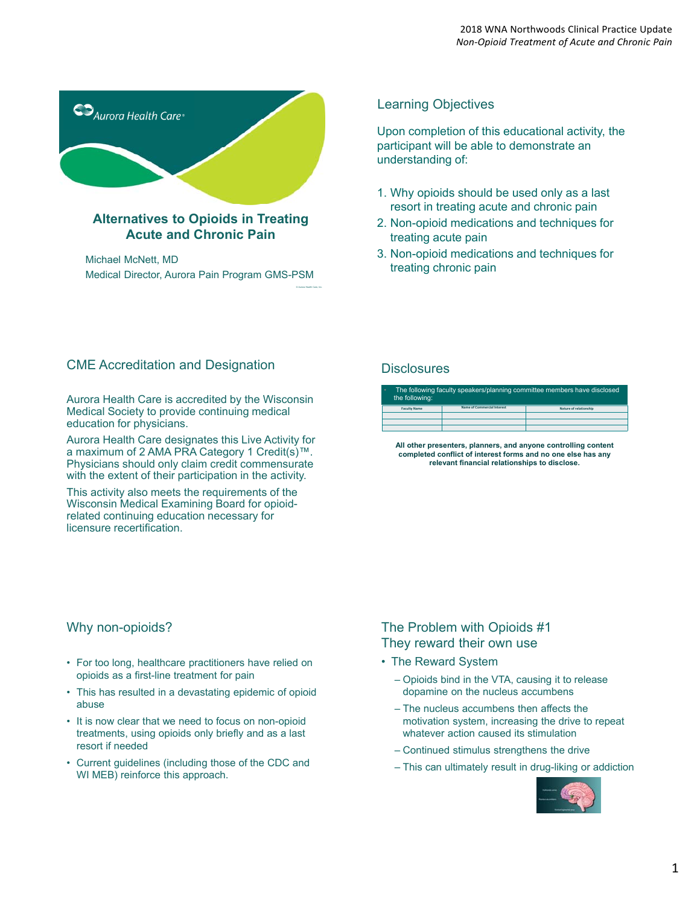## Alternatives to Opioids in Treating Acute and Chronic Pain

Michael McNett, MD

Medical Director, Aurora Pain Program GMS-PSM

## Learning Objectives

Upon completion of this educational activity, the participant will be able to demonstrate an understanding of:

1. Why opioids should be used only as a last resort in treating acute and chronic pain
2. Non-opioid medications and techniques for treating acute pain
3. Non-opioid medications and techniques for treating chronic pain

## CME Accreditation and Designation

Aurora Health Care is accredited by the Wisconsin Medical Society to provide continuing medical education for physicians.

Aurora Health Care designates this Live Activity for a maximum of 2 AMA PRA Category 1 Credit(s)™. Physicians should only claim credit commensurate with the extent of their participation in the activity.

This activity also meets the requirements of the Wisconsin Medical Examining Board for opioid-related continuing education necessary for licensure recertification.

## Disclosures

The following faculty speakers/planning committee members have disclosed the following:

| Faculty Name | Name of Commercial Interest | Nature of relationship |
| --- | --- | --- |
| | | |
| | | |
| | | |

**All other presenters, planners, and anyone controlling content completed conflict of interest forms and no one else has any relevant financial relationships to disclose.**

## Why non-opioids?

- For too long, healthcare practitioners have relied on opioids as a first-line treatment for pain
- This has resulted in a devastating epidemic of opioid abuse
- It is now clear that we need to focus on non-opioid treatments, using opioids only briefly and as a last resort if needed
- Current guidelines (including those of the CDC and WI MEB) reinforce this approach.

## The Problem with Opioids #1 They reward their own use

- The Reward System
  - Opioids bind in the VTA, causing it to release dopamine on the nucleus accumbens
  - The nucleus accumbens then affects the motivation system, increasing the drive to repeat whatever action caused its stimulation
  - Continued stimulus strengthens the drive
  - This can ultimately result in drug-liking or addiction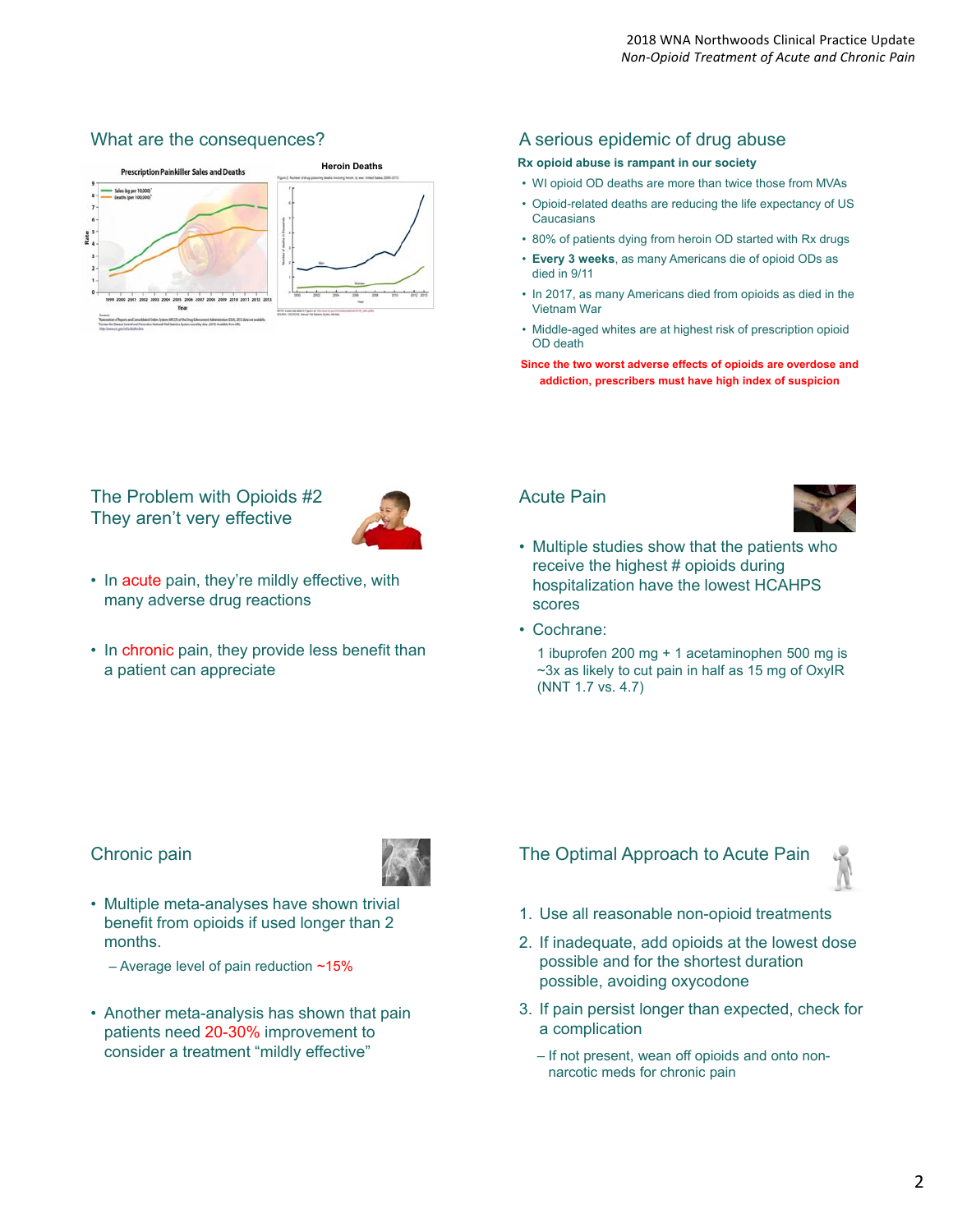## What are the consequences?

Prescription Painkiller Sales and Deaths

Heroin Deaths

## A serious epidemic of drug abuse

**Rx opioid abuse is rampant in our society**

- WI opioid OD deaths are more than twice those from MVAs
- Opioid-related deaths are reducing the life expectancy of US Caucasians
- 80% of patients dying from heroin OD started with Rx drugs
- **Every 3 weeks**, as many Americans die of opioid ODs as died in 9/11
- In 2017, as many Americans died from opioids as died in the Vietnam War
- Middle-aged whites are at highest risk of prescription opioid OD death

**Since the two worst adverse effects of opioids are overdose and addiction, prescribers must have high index of suspicion**

## The Problem with Opioids #2 They aren't very effective

- In acute pain, they're mildly effective, with many adverse drug reactions
- In chronic pain, they provide less benefit than a patient can appreciate

## Acute Pain

- Multiple studies show that the patients who receive the highest # opioids during hospitalization have the lowest HCAHPS scores
- Cochrane:

  1 ibuprofen 200 mg + 1 acetaminophen 500 mg is ~3x as likely to cut pain in half as 15 mg of OxyIR (NNT 1.7 vs. 4.7)

## Chronic pain

- Multiple meta-analyses have shown trivial benefit from opioids if used longer than 2 months.
  - Average level of pain reduction ~15%
- Another meta-analysis has shown that pain patients need 20-30% improvement to consider a treatment "mildly effective"

## The Optimal Approach to Acute Pain

1. Use all reasonable non-opioid treatments
2. If inadequate, add opioids at the lowest dose possible and for the shortest duration possible, avoiding oxycodone
3. If pain persist longer than expected, check for a complication
   - If not present, wean off opioids and onto non-narcotic meds for chronic pain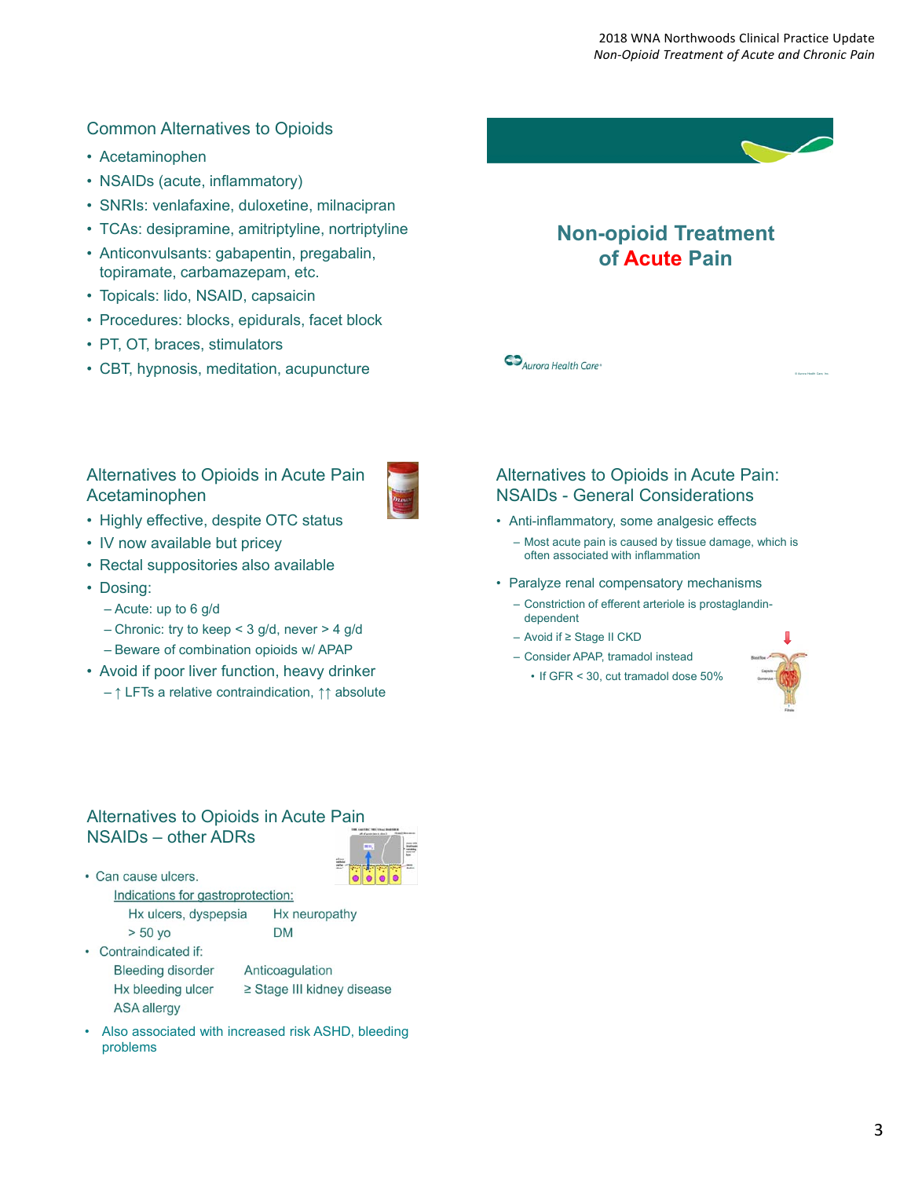## Common Alternatives to Opioids

- Acetaminophen
- NSAIDs (acute, inflammatory)
- SNRIs: venlafaxine, duloxetine, milnacipran
- TCAs: desipramine, amitriptyline, nortriptyline
- Anticonvulsants: gabapentin, pregabalin, topiramate, carbamazepam, etc.
- Topicals: lido, NSAID, capsaicin
- Procedures: blocks, epidurals, facet block
- PT, OT, braces, stimulators
- CBT, hypnosis, meditation, acupuncture

## Non-opioid Treatment of Acute Pain

Aurora Health Care

## Alternatives to Opioids in Acute Pain Acetaminophen

- Highly effective, despite OTC status
- IV now available but pricey
- Rectal suppositories also available
- Dosing:
  - Acute: up to 6 g/d
  - Chronic: try to keep < 3 g/d, never > 4 g/d
  - Beware of combination opioids w/ APAP
- Avoid if poor liver function, heavy drinker
  - ↑ LFTs a relative contraindication, ↑↑ absolute

## Alternatives to Opioids in Acute Pain: NSAIDs - General Considerations

- Anti-inflammatory, some analgesic effects
  - Most acute pain is caused by tissue damage, which is often associated with inflammation
- Paralyze renal compensatory mechanisms
  - Constriction of efferent arteriole is prostaglandin-dependent
  - Avoid if ≥ Stage II CKD
  - Consider APAP, tramadol instead
    - If GFR < 30, cut tramadol dose 50%

## Alternatives to Opioids in Acute Pain NSAIDs – other ADRs

- Can cause ulcers.
  - Indications for gastroprotection:
    - Hx ulcers, dyspepsia
    - Hx neuropathy
    - > 50 yo
    - DM
- Contraindicated if:
  - Bleeding disorder
  - Anticoagulation
  - Hx bleeding ulcer
  - ≥ Stage III kidney disease
  - ASA allergy
- Also associated with increased risk ASHD, bleeding problems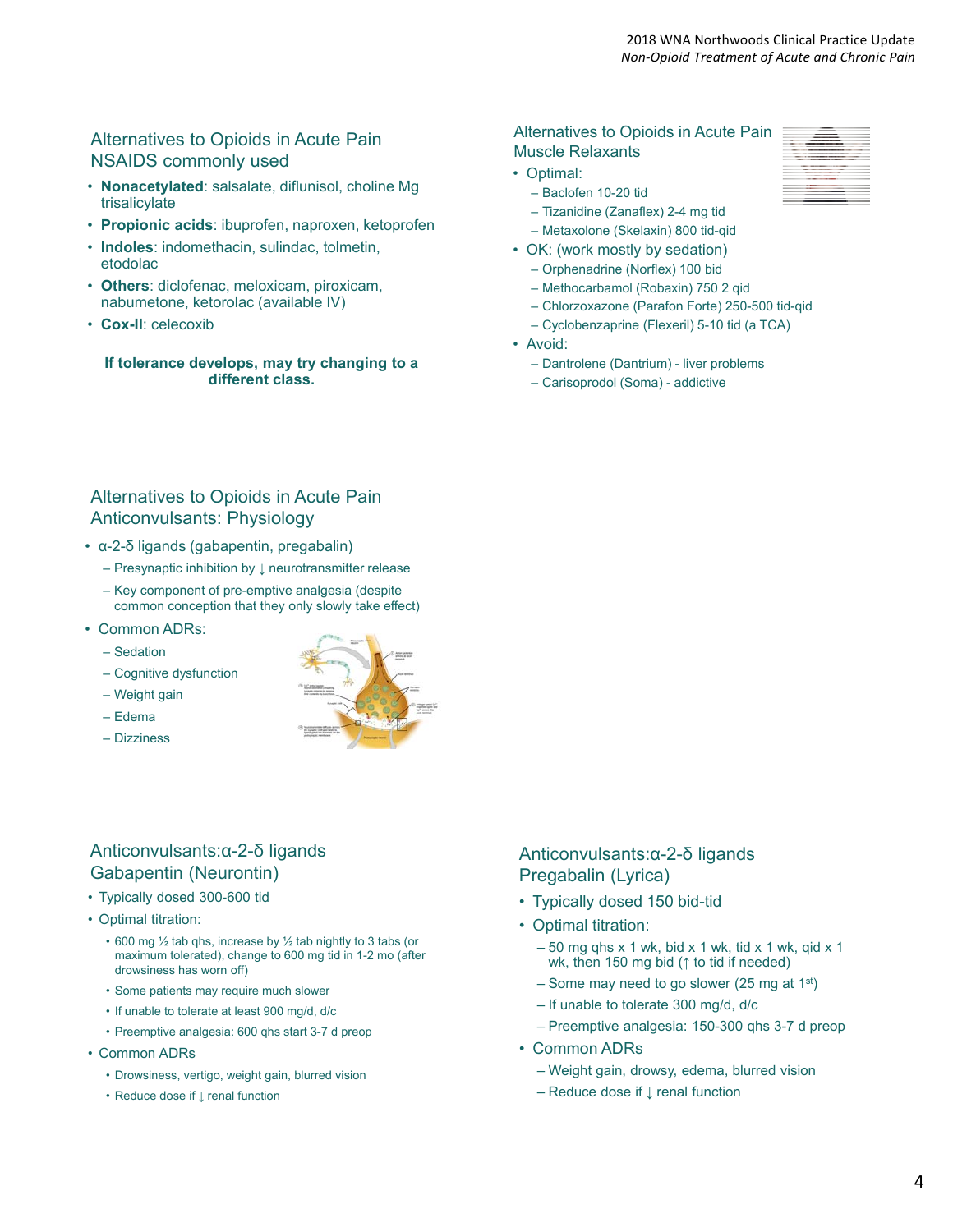## Alternatives to Opioids in Acute Pain
## NSAIDS commonly used

- **Nonacetylated**: salsalate, diflunisol, choline Mg trisalicylate
- **Propionic acids**: ibuprofen, naproxen, ketoprofen
- **Indoles**: indomethacin, sulindac, tolmetin, etodolac
- **Others**: diclofenac, meloxicam, piroxicam, nabumetone, ketorolac (available IV)
- **Cox-II**: celecoxib

**If tolerance develops, may try changing to a different class.**

## Alternatives to Opioids in Acute Pain
## Muscle Relaxants

- Optimal:
  - Baclofen 10-20 tid
  - Tizanidine (Zanaflex) 2-4 mg tid
  - Metaxolone (Skelaxin) 800 tid-qid
- OK: (work mostly by sedation)
  - Orphenadrine (Norflex) 100 bid
  - Methocarbamol (Robaxin) 750 2 qid
  - Chlorzoxazone (Parafon Forte) 250-500 tid-qid
  - Cyclobenzaprine (Flexeril) 5-10 tid (a TCA)
- Avoid:
  - Dantrolene (Dantrium) - liver problems
  - Carisoprodol (Soma) - addictive

## Alternatives to Opioids in Acute Pain
## Anticonvulsants: Physiology

- α-2-δ ligands (gabapentin, pregabalin)
  - Presynaptic inhibition by ↓ neurotransmitter release
  - Key component of pre-emptive analgesia (despite common conception that they only slowly take effect)
- Common ADRs:
  - Sedation
  - Cognitive dysfunction
  - Weight gain
  - Edema
  - Dizziness

## Anticonvulsants:α-2-δ ligands
## Gabapentin (Neurontin)

- Typically dosed 300-600 tid
- Optimal titration:
  - 600 mg ½ tab qhs, increase by ½ tab nightly to 3 tabs (or maximum tolerated), change to 600 mg tid in 1-2 mo (after drowsiness has worn off)
  - Some patients may require much slower
  - If unable to tolerate at least 900 mg/d, d/c
  - Preemptive analgesia: 600 qhs start 3-7 d preop
- Common ADRs
  - Drowsiness, vertigo, weight gain, blurred vision
  - Reduce dose if ↓ renal function

## Anticonvulsants:α-2-δ ligands
## Pregabalin (Lyrica)

- Typically dosed 150 bid-tid
- Optimal titration:
  - 50 mg qhs x 1 wk, bid x 1 wk, tid x 1 wk, qid x 1 wk, then 150 mg bid (↑ to tid if needed)
  - Some may need to go slower (25 mg at 1st)
  - If unable to tolerate 300 mg/d, d/c
  - Preemptive analgesia: 150-300 qhs 3-7 d preop
- Common ADRs
  - Weight gain, drowsy, edema, blurred vision
  - Reduce dose if ↓ renal function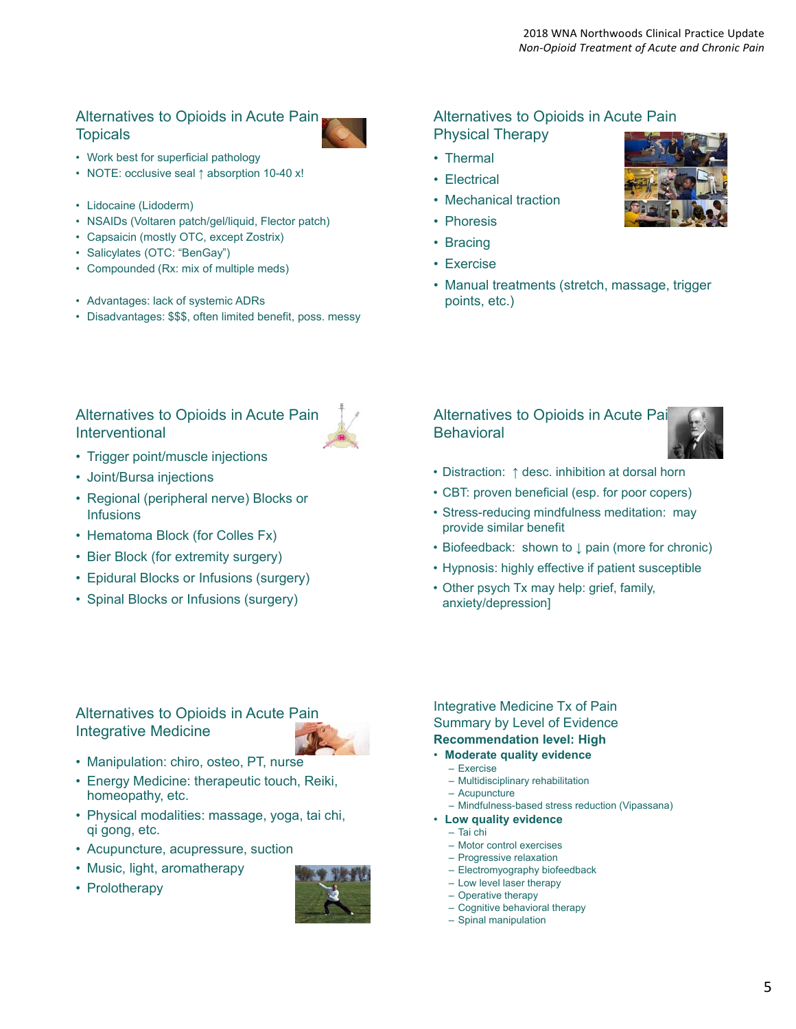## Alternatives to Opioids in Acute Pain Topicals

- Work best for superficial pathology
- NOTE: occlusive seal ↑ absorption 10-40 x!

- Lidocaine (Lidoderm)
- NSAIDs (Voltaren patch/gel/liquid, Flector patch)
- Capsaicin (mostly OTC, except Zostrix)
- Salicylates (OTC: "BenGay")
- Compounded (Rx: mix of multiple meds)

- Advantages: lack of systemic ADRs
- Disadvantages: $$$, often limited benefit, poss. messy

## Alternatives to Opioids in Acute Pain Physical Therapy

- Thermal
- Electrical
- Mechanical traction
- Phoresis
- Bracing
- Exercise
- Manual treatments (stretch, massage, trigger points, etc.)

## Alternatives to Opioids in Acute Pain Interventional

- Trigger point/muscle injections
- Joint/Bursa injections
- Regional (peripheral nerve) Blocks or Infusions
- Hematoma Block (for Colles Fx)
- Bier Block (for extremity surgery)
- Epidural Blocks or Infusions (surgery)
- Spinal Blocks or Infusions (surgery)

## Alternatives to Opioids in Acute Pain Behavioral

- Distraction: ↑ desc. inhibition at dorsal horn
- CBT: proven beneficial (esp. for poor copers)
- Stress-reducing mindfulness meditation: may provide similar benefit
- Biofeedback: shown to ↓ pain (more for chronic)
- Hypnosis: highly effective if patient susceptible
- Other psych Tx may help: grief, family, anxiety/depression]

## Alternatives to Opioids in Acute Pain Integrative Medicine

- Manipulation: chiro, osteo, PT, nurse
- Energy Medicine: therapeutic touch, Reiki, homeopathy, etc.
- Physical modalities: massage, yoga, tai chi, qi gong, etc.
- Acupuncture, acupressure, suction
- Music, light, aromatherapy
- Prolotherapy

## Integrative Medicine Tx of Pain Summary by Level of Evidence

**Recommendation level: High**

- **Moderate quality evidence**
  - Exercise
  - Multidisciplinary rehabilitation
  - Acupuncture
  - Mindfulness-based stress reduction (Vipassana)
- **Low quality evidence**
  - Tai chi
  - Motor control exercises
  - Progressive relaxation
  - Electromyography biofeedback
  - Low level laser therapy
  - Operative therapy
  - Cognitive behavioral therapy
  - Spinal manipulation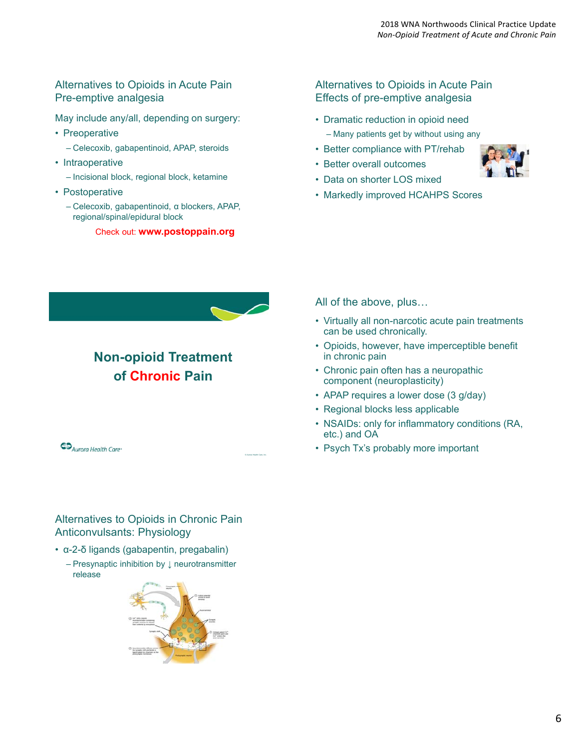## Alternatives to Opioids in Acute Pain Pre-emptive analgesia

May include any/all, depending on surgery:

- Preoperative
  - Celecoxib, gabapentinoid, APAP, steroids
- Intraoperative
  - Incisional block, regional block, ketamine
- Postoperative
  - Celecoxib, gabapentinoid, α blockers, APAP, regional/spinal/epidural block

Check out: **www.postoppain.org**

## Alternatives to Opioids in Acute Pain Effects of pre-emptive analgesia

- Dramatic reduction in opioid need
  - Many patients get by without using any
- Better compliance with PT/rehab
- Better overall outcomes
- Data on shorter LOS mixed
- Markedly improved HCAHPS Scores

## Non-opioid Treatment of Chronic Pain

Aurora Health Care

## All of the above, plus…

- Virtually all non-narcotic acute pain treatments can be used chronically.
- Opioids, however, have imperceptible benefit in chronic pain
- Chronic pain often has a neuropathic component (neuroplasticity)
- APAP requires a lower dose (3 g/day)
- Regional blocks less applicable
- NSAIDs: only for inflammatory conditions (RA, etc.) and OA
- Psych Tx's probably more important

## Alternatives to Opioids in Chronic Pain Anticonvulsants: Physiology

- α-2-δ ligands (gabapentin, pregabalin)
  - Presynaptic inhibition by ↓ neurotransmitter release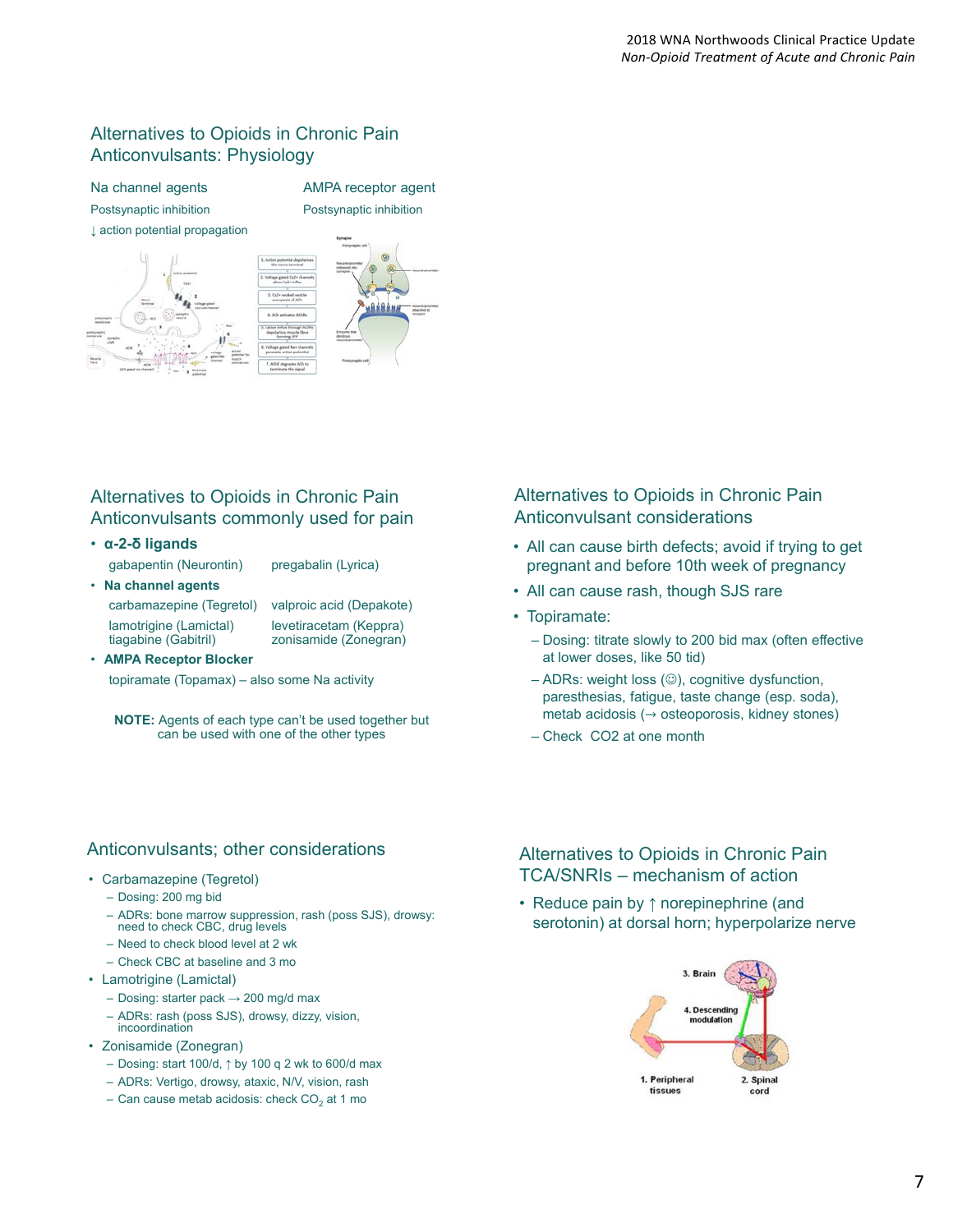## Alternatives to Opioids in Chronic Pain
## Anticonvulsants: Physiology

Na channel agents

Postsynaptic inhibition

↓ action potential propagation

AMPA receptor agent

Postsynaptic inhibition

## Alternatives to Opioids in Chronic Pain
## Anticonvulsants commonly used for pain

- **α-2-δ ligands**
  - gabapentin (Neurontin) pregabalin (Lyrica)
- **Na channel agents**
  - carbamazepine (Tegretol) valproic acid (Depakote)
  - lamotrigine (Lamictal) levetiracetam (Keppra)
  - tiagabine (Gabitril) zonisamide (Zonegran)
- **AMPA Receptor Blocker**
  - topiramate (Topamax) – also some Na activity

**NOTE:** Agents of each type can't be used together but can be used with one of the other types

## Alternatives to Opioids in Chronic Pain
## Anticonvulsant considerations

- All can cause birth defects; avoid if trying to get pregnant and before 10th week of pregnancy
- All can cause rash, though SJS rare
- Topiramate:
  - Dosing: titrate slowly to 200 bid max (often effective at lower doses, like 50 tid)
  - ADRs: weight loss (☺), cognitive dysfunction, paresthesias, fatigue, taste change (esp. soda), metab acidosis (→ osteoporosis, kidney stones)
  - Check $CO_2$ at one month

## Anticonvulsants; other considerations

- Carbamazepine (Tegretol)
  - Dosing: 200 mg bid
  - ADRs: bone marrow suppression, rash (poss SJS), drowsy: need to check CBC, drug levels
  - Need to check blood level at 2 wk
  - Check CBC at baseline and 3 mo
- Lamotrigine (Lamictal)
  - Dosing: starter pack → 200 mg/d max
  - ADRs: rash (poss SJS), drowsy, dizzy, vision, incoordination
- Zonisamide (Zonegran)
  - Dosing: start 100/d, ↑ by 100 q 2 wk to 600/d max
  - ADRs: Vertigo, drowsy, ataxic, N/V, vision, rash
  - Can cause metab acidosis: check $CO_2$ at 1 mo

## Alternatives to Opioids in Chronic Pain
## TCA/SNRIs – mechanism of action

- Reduce pain by ↑ norepinephrine (and serotonin) at dorsal horn; hyperpolarize nerve

3. Brain
4. Descending modulation
1. Peripheral tissues
2. Spinal cord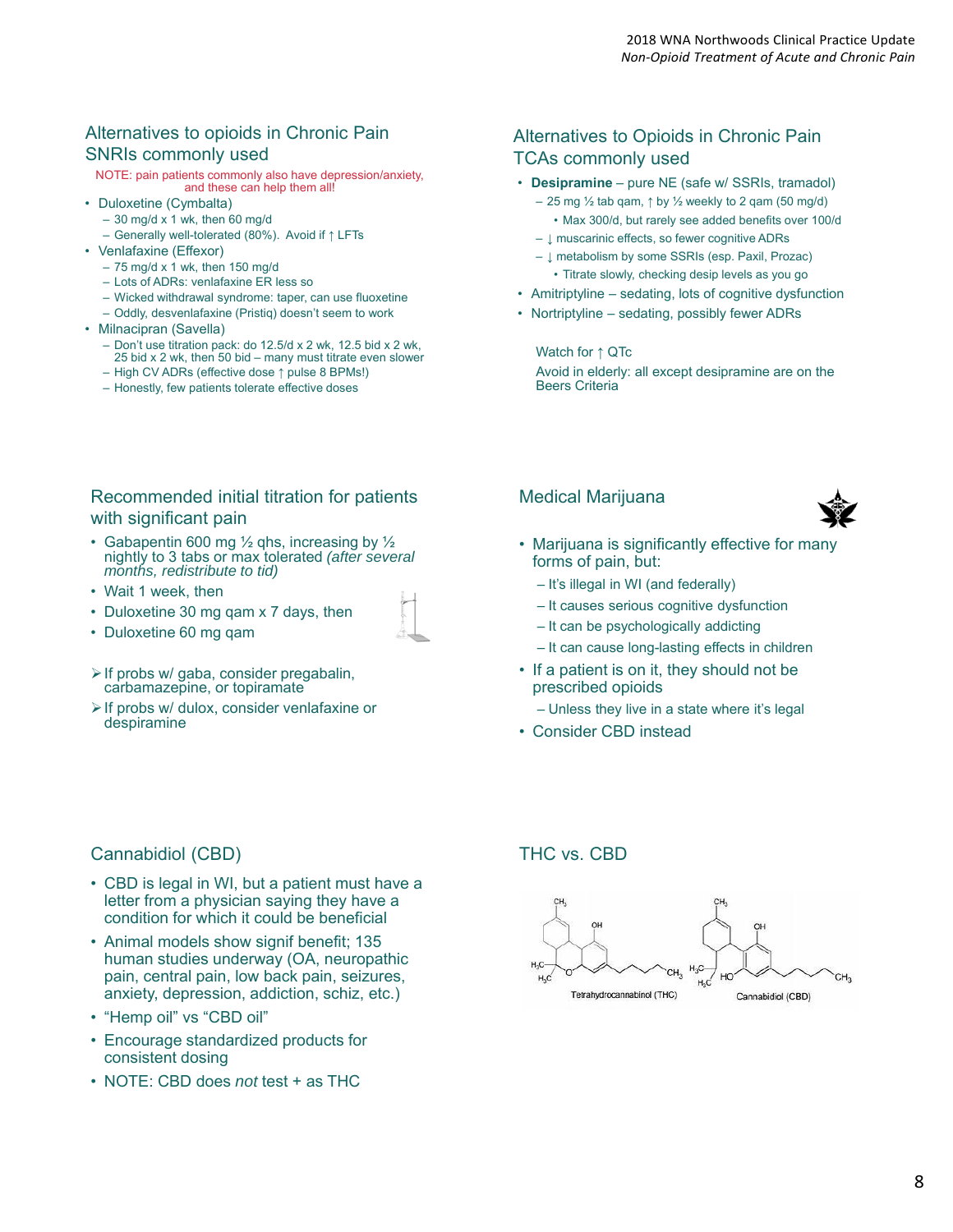## Alternatives to opioids in Chronic Pain SNRIs commonly used

NOTE: pain patients commonly also have depression/anxiety, and these can help them all!

- Duloxetine (Cymbalta)
  - 30 mg/d x 1 wk, then 60 mg/d
  - Generally well-tolerated (80%). Avoid if ↑ LFTs
- Venlafaxine (Effexor)
  - 75 mg/d x 1 wk, then 150 mg/d
  - Lots of ADRs: venlafaxine ER less so
  - Wicked withdrawal syndrome: taper, can use fluoxetine
  - Oddly, desvenlafaxine (Pristiq) doesn't seem to work
- Milnacipran (Savella)
  - Don't use titration pack: do 12.5/d x 2 wk, 12.5 bid x 2 wk, 25 bid x 2 wk, then 50 bid – many must titrate even slower
  - High CV ADRs (effective dose ↑ pulse 8 BPMs!)
  - Honestly, few patients tolerate effective doses

## Alternatives to Opioids in Chronic Pain TCAs commonly used

- **Desipramine** – pure NE (safe w/ SSRIs, tramadol)
  - 25 mg ½ tab qam, ↑ by ½ weekly to 2 qam (50 mg/d)
    - Max 300/d, but rarely see added benefits over 100/d
  - ↓ muscarinic effects, so fewer cognitive ADRs
  - ↓ metabolism by some SSRIs (esp. Paxil, Prozac)
    - Titrate slowly, checking desip levels as you go
- Amitriptyline – sedating, lots of cognitive dysfunction
- Nortriptyline – sedating, possibly fewer ADRs

Watch for ↑ QTc

Avoid in elderly: all except desipramine are on the Beers Criteria

## Recommended initial titration for patients with significant pain

- Gabapentin 600 mg ½ qhs, increasing by ½ nightly to 3 tabs or max tolerated *(after several months, redistribute to tid)*
- Wait 1 week, then
- Duloxetine 30 mg qam x 7 days, then
- Duloxetine 60 mg qam

- If probs w/ gaba, consider pregabalin, carbamazepine, or topiramate
- If probs w/ dulox, consider venlafaxine or despiramine

## Medical Marijuana

- Marijuana is significantly effective for many forms of pain, but:
  - It's illegal in WI (and federally)
  - It causes serious cognitive dysfunction
  - It can be psychologically addicting
  - It can cause long-lasting effects in children
- If a patient is on it, they should not be prescribed opioids
  - Unless they live in a state where it's legal
- Consider CBD instead

## Cannabidiol (CBD)

- CBD is legal in WI, but a patient must have a letter from a physician saying they have a condition for which it could be beneficial
- Animal models show signif benefit; 135 human studies underway (OA, neuropathic pain, central pain, low back pain, seizures, anxiety, depression, addiction, schiz, etc.)
- "Hemp oil" vs "CBD oil"
- Encourage standardized products for consistent dosing
- NOTE: CBD does *not* test + as THC

## THC vs. CBD

Tetrahydrocannabinol (THC)

Cannabidiol (CBD)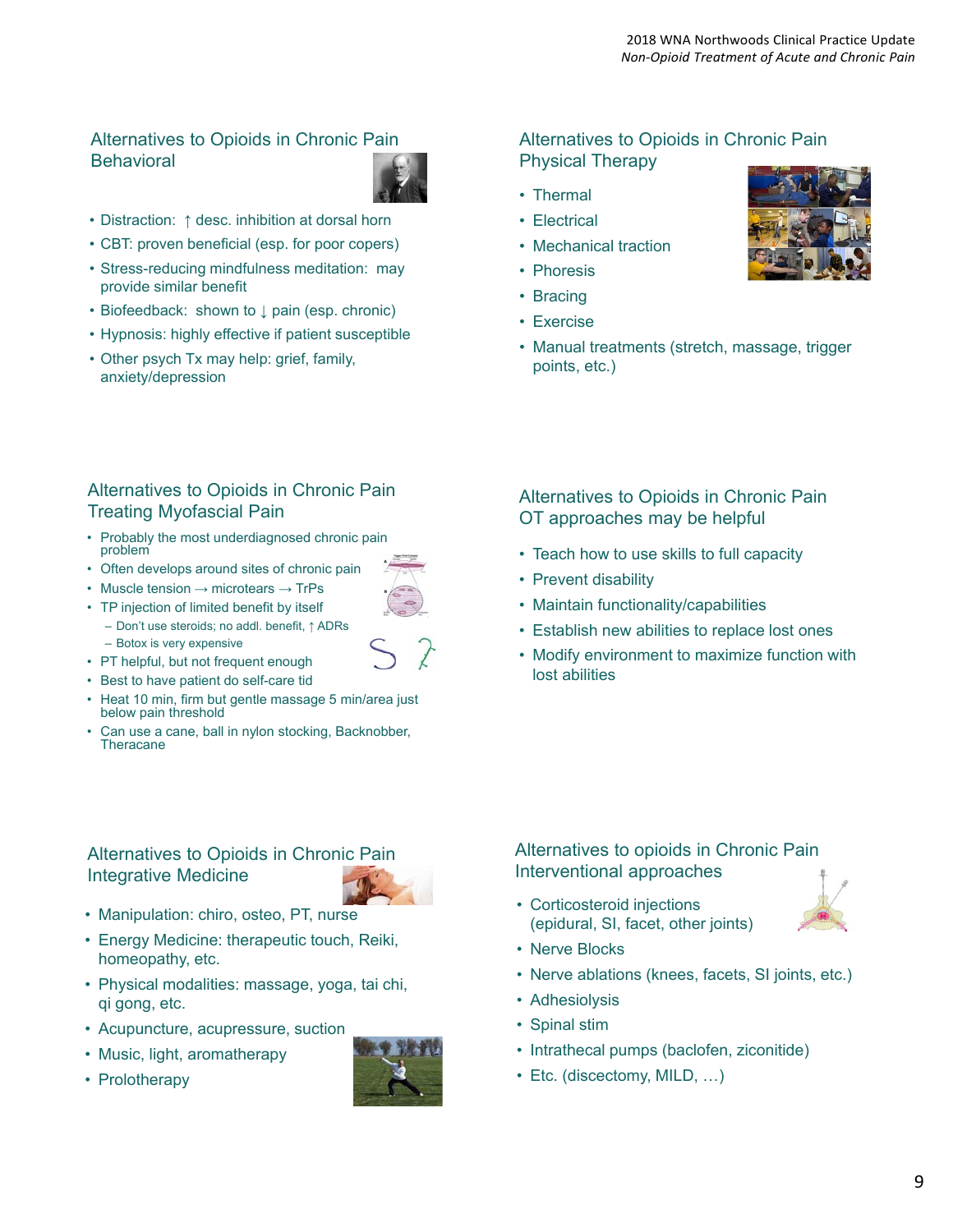## Alternatives to Opioids in Chronic Pain
### Behavioral

- Distraction: ↑ desc. inhibition at dorsal horn
- CBT: proven beneficial (esp. for poor copers)
- Stress-reducing mindfulness meditation: may provide similar benefit
- Biofeedback: shown to ↓ pain (esp. chronic)
- Hypnosis: highly effective if patient susceptible
- Other psych Tx may help: grief, family, anxiety/depression

## Alternatives to Opioids in Chronic Pain
### Physical Therapy

- Thermal
- Electrical
- Mechanical traction
- Phoresis
- Bracing
- Exercise
- Manual treatments (stretch, massage, trigger points, etc.)

## Alternatives to Opioids in Chronic Pain
### Treating Myofascial Pain

- Probably the most underdiagnosed chronic pain problem
- Often develops around sites of chronic pain
- Muscle tension → microtears → TrPs
- TP injection of limited benefit by itself
  - Don't use steroids; no addl. benefit, ↑ ADRs
  - Botox is very expensive
- PT helpful, but not frequent enough
- Best to have patient do self-care tid
- Heat 10 min, firm but gentle massage 5 min/area just below pain threshold
- Can use a cane, ball in nylon stocking, Backnobber, Theracane

## Alternatives to Opioids in Chronic Pain
### OT approaches may be helpful

- Teach how to use skills to full capacity
- Prevent disability
- Maintain functionality/capabilities
- Establish new abilities to replace lost ones
- Modify environment to maximize function with lost abilities

## Alternatives to Opioids in Chronic Pain
### Integrative Medicine

- Manipulation: chiro, osteo, PT, nurse
- Energy Medicine: therapeutic touch, Reiki, homeopathy, etc.
- Physical modalities: massage, yoga, tai chi, qi gong, etc.
- Acupuncture, acupressure, suction
- Music, light, aromatherapy
- Prolotherapy

## Alternatives to opioids in Chronic Pain
### Interventional approaches

- Corticosteroid injections (epidural, SI, facet, other joints)
- Nerve Blocks
- Nerve ablations (knees, facets, SI joints, etc.)
- Adhesiolysis
- Spinal stim
- Intrathecal pumps (baclofen, ziconitide)
- Etc. (discectomy, MILD, …)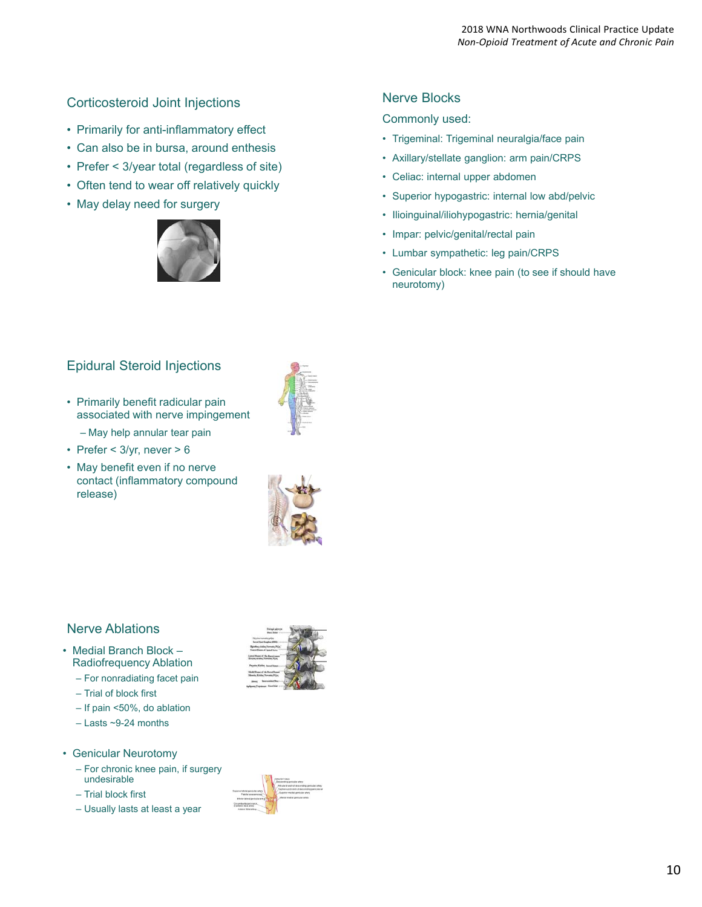## Corticosteroid Joint Injections

- Primarily for anti-inflammatory effect
- Can also be in bursa, around enthesis
- Prefer < 3/year total (regardless of site)
- Often tend to wear off relatively quickly
- May delay need for surgery

## Nerve Blocks

Commonly used:

- Trigeminal: Trigeminal neuralgia/face pain
- Axillary/stellate ganglion: arm pain/CRPS
- Celiac: internal upper abdomen
- Superior hypogastric: internal low abd/pelvic
- Ilioinguinal/iliohypogastric: hernia/genital
- Impar: pelvic/genital/rectal pain
- Lumbar sympathetic: leg pain/CRPS
- Genicular block: knee pain (to see if should have neurotomy)

## Epidural Steroid Injections

- Primarily benefit radicular pain associated with nerve impingement
  - May help annular tear pain
- Prefer < 3/yr, never > 6
- May benefit even if no nerve contact (inflammatory compound release)

## Nerve Ablations

- Medial Branch Block – Radiofrequency Ablation
  - For nonradiating facet pain
  - Trial of block first
  - If pain <50%, do ablation
  - Lasts ~9-24 months
- Genicular Neurotomy
  - For chronic knee pain, if surgery undesirable
  - Trial block first
  - Usually lasts at least a year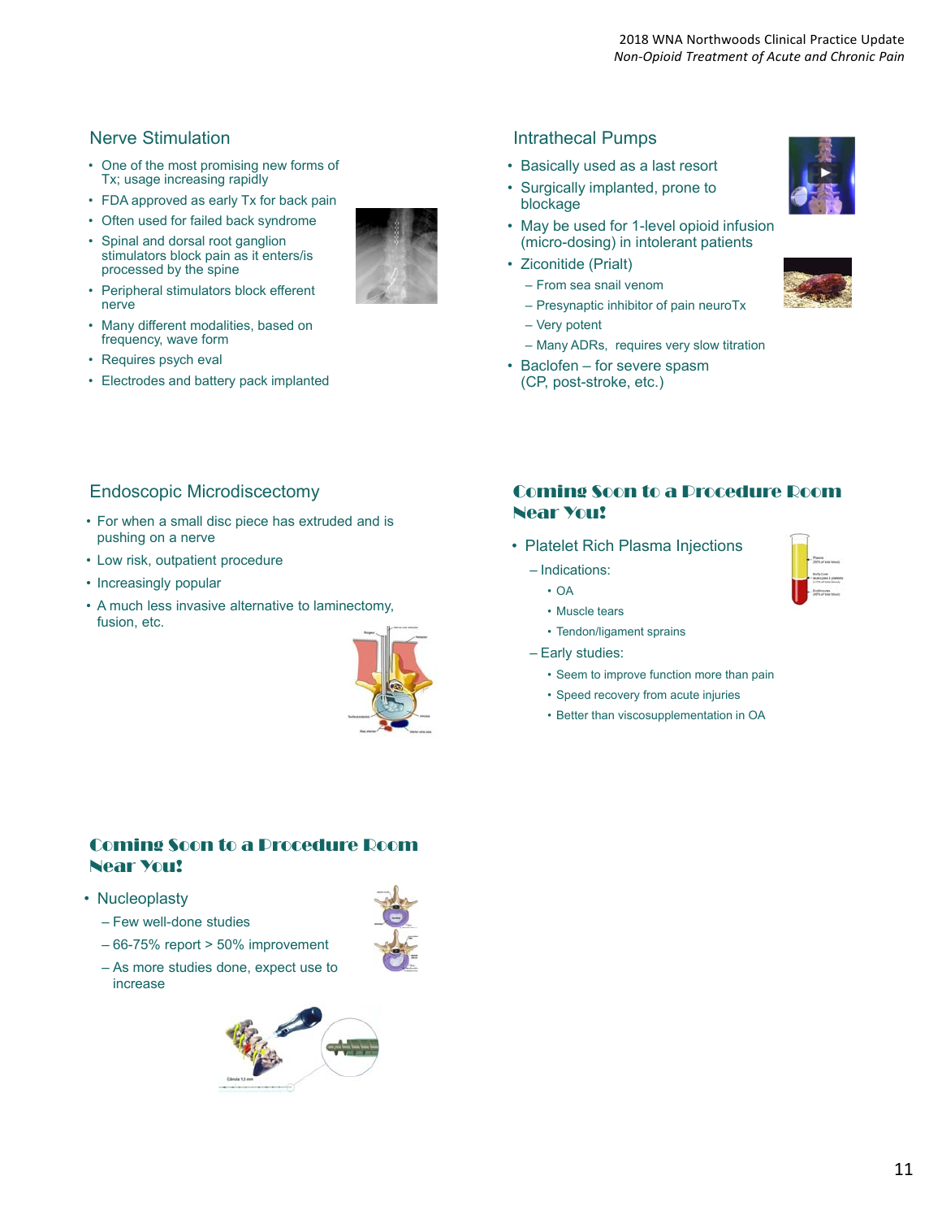## Nerve Stimulation

- One of the most promising new forms of Tx; usage increasing rapidly
- FDA approved as early Tx for back pain
- Often used for failed back syndrome
- Spinal and dorsal root ganglion stimulators block pain as it enters/is processed by the spine
- Peripheral stimulators block efferent nerve
- Many different modalities, based on frequency, wave form
- Requires psych eval
- Electrodes and battery pack implanted

## Intrathecal Pumps

- Basically used as a last resort
- Surgically implanted, prone to blockage
- May be used for 1-level opioid infusion (micro-dosing) in intolerant patients
- Ziconitide (Prialt)
  - From sea snail venom
  - Presynaptic inhibitor of pain neuroTx
  - Very potent
  - Many ADRs, requires very slow titration
- Baclofen – for severe spasm (CP, post-stroke, etc.)

## Endoscopic Microdiscectomy

- For when a small disc piece has extruded and is pushing on a nerve
- Low risk, outpatient procedure
- Increasingly popular
- A much less invasive alternative to laminectomy, fusion, etc.

## Coming Soon to a Procedure Room Near You!

- Platelet Rich Plasma Injections
  - Indications:
    - OA
    - Muscle tears
    - Tendon/ligament sprains
  - Early studies:
    - Seem to improve function more than pain
    - Speed recovery from acute injuries
    - Better than viscosupplementation in OA

## Coming Soon to a Procedure Room Near You!

- Nucleoplasty
  - Few well-done studies
  - 66-75% report > 50% improvement
  - As more studies done, expect use to increase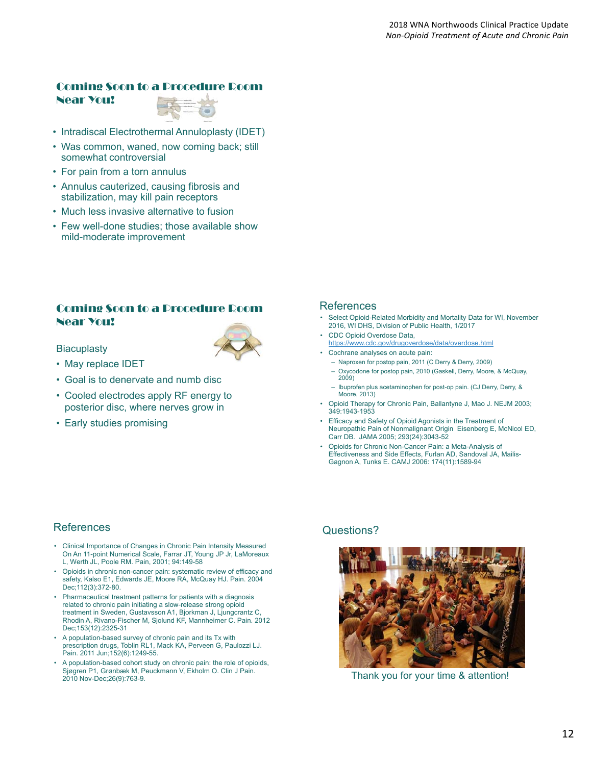## Coming Soon to a Procedure Room Near You!

- Intradiscal Electrothermal Annuloplasty (IDET)
- Was common, waned, now coming back; still somewhat controversial
- For pain from a torn annulus
- Annulus cauterized, causing fibrosis and stabilization, may kill pain receptors
- Much less invasive alternative to fusion
- Few well-done studies; those available show mild-moderate improvement

## Coming Soon to a Procedure Room Near You!

Biacuplasty

- May replace IDET
- Goal is to denervate and numb disc
- Cooled electrodes apply RF energy to posterior disc, where nerves grow in
- Early studies promising

## References

- Select Opioid-Related Morbidity and Mortality Data for WI, November 2016, WI DHS, Division of Public Health, 1/2017
- CDC Opioid Overdose Data, https://www.cdc.gov/drugoverdose/data/overdose.html
- Cochrane analyses on acute pain:
  - Naproxen for postop pain, 2011 (C Derry & Derry, 2009)
  - Oxycodone for postop pain, 2010 (Gaskell, Derry, Moore, & McQuay, 2009)
  - Ibuprofen plus acetaminophen for post-op pain. (CJ Derry, Derry, & Moore, 2013)
- Opioid Therapy for Chronic Pain, Ballantyne J, Mao J. NEJM 2003; 349:1943-1953
- Efficacy and Safety of Opioid Agonists in the Treatment of Neuropathic Pain of Nonmalignant Origin Eisenberg E, McNicol ED, Carr DB. JAMA 2005; 293(24):3043-52
- Opioids for Chronic Non-Cancer Pain: a Meta-Analysis of Effectiveness and Side Effects, Furlan AD, Sandoval JA, Mailis-Gagnon A, Tunks E. CAMJ 2006: 174(11):1589-94

## References

- Clinical Importance of Changes in Chronic Pain Intensity Measured On An 11-point Numerical Scale, Farrar JT, Young JP Jr, LaMoreaux L, Werth JL, Poole RM. Pain, 2001; 94:149-58
- Opioids in chronic non-cancer pain: systematic review of efficacy and safety, Kalso E1, Edwards JE, Moore RA, McQuay HJ. Pain. 2004 Dec;112(3):372-80.
- Pharmaceutical treatment patterns for patients with a diagnosis related to chronic pain initiating a slow-release strong opioid treatment in Sweden, Gustavsson A1, Bjorkman J, Ljungcrantz C, Rhodin A, Rivano-Fischer M, Sjolund KF, Mannheimer C. Pain. 2012 Dec;153(12):2325-31
- A population-based survey of chronic pain and its Tx with prescription drugs, Toblin RL1, Mack KA, Perveen G, Paulozzi LJ. Pain. 2011 Jun;152(6):1249-55.
- A population-based cohort study on chronic pain: the role of opioids, Sjøgren P1, Grønbæk M, Peuckmann V, Ekholm O. Clin J Pain. 2010 Nov-Dec;26(9):763-9.

## Questions?

Thank you for your time & attention!